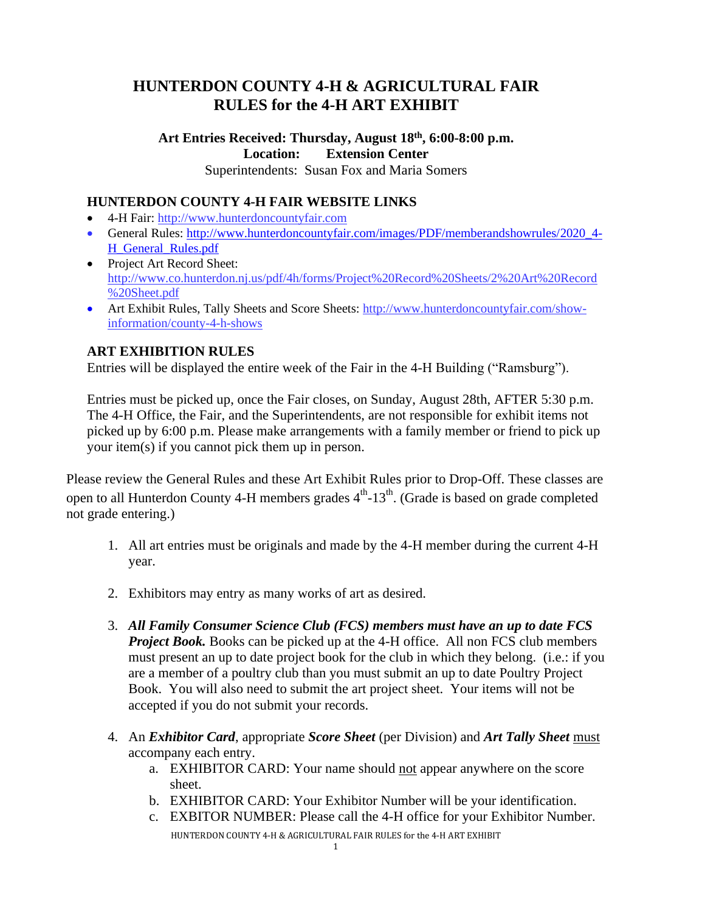# HUNTERDON COUNTY 4-H & AGRICULTURAL FAIR RULES for the 4-H ART EXHIBIT

**Art Entries Received: Thursday, August 18th, 6:00-8:00 p.m.**
**Location: Extension Center**
Superintendents: Susan Fox and Maria Somers

## HUNTERDON COUNTY 4-H FAIR WEBSITE LINKS

- 4-H Fair: http://www.hunterdoncountyfair.com
- General Rules: http://www.hunterdoncountyfair.com/images/PDF/memberandshowrules/2020_4-H_General_Rules.pdf
- Project Art Record Sheet: http://www.co.hunterdon.nj.us/pdf/4h/forms/Project%20Record%20Sheets/2%20Art%20Record%20Sheet.pdf
- Art Exhibit Rules, Tally Sheets and Score Sheets: http://www.hunterdoncountyfair.com/show-information/county-4-h-shows

## ART EXHIBITION RULES

Entries will be displayed the entire week of the Fair in the 4-H Building ("Ramsburg").

Entries must be picked up, once the Fair closes, on Sunday, August 28th, AFTER 5:30 p.m. The 4-H Office, the Fair, and the Superintendents, are not responsible for exhibit items not picked up by 6:00 p.m. Please make arrangements with a family member or friend to pick up your item(s) if you cannot pick them up in person.

Please review the General Rules and these Art Exhibit Rules prior to Drop-Off. These classes are open to all Hunterdon County 4-H members grades 4th-13th. (Grade is based on grade completed not grade entering.)

1. All art entries must be originals and made by the 4-H member during the current 4-H year.
2. Exhibitors may entry as many works of art as desired.
3. ***All Family Consumer Science Club (FCS) members must have an up to date FCS Project Book.*** Books can be picked up at the 4-H office. All non FCS club members must present an up to date project book for the club in which they belong. (i.e.: if you are a member of a poultry club than you must submit an up to date Poultry Project Book. You will also need to submit the art project sheet. Your items will not be accepted if you do not submit your records.
4. An ***Exhibitor Card***, appropriate ***Score Sheet*** (per Division) and ***Art Tally Sheet*** must accompany each entry.
   a. EXHIBITOR CARD: Your name should not appear anywhere on the score sheet.
   b. EXHIBITOR CARD: Your Exhibitor Number will be your identification.
   c. EXBITOR NUMBER: Please call the 4-H office for your Exhibitor Number.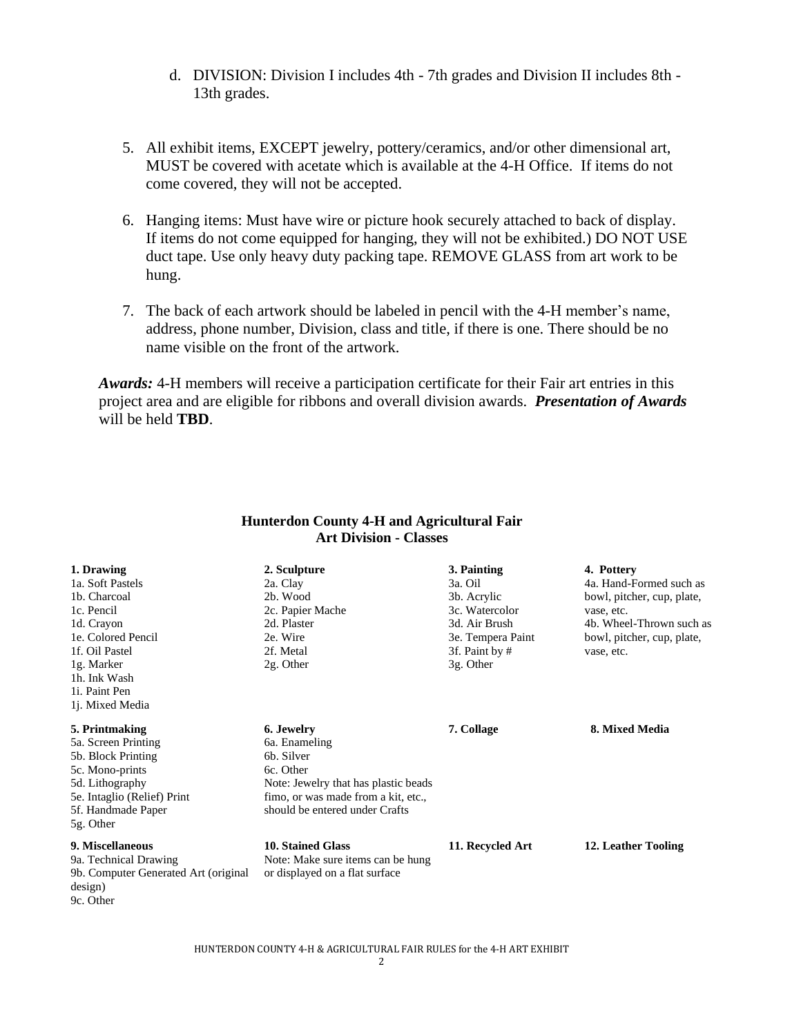d. DIVISION: Division I includes 4th - 7th grades and Division II includes 8th - 13th grades.

5. All exhibit items, EXCEPT jewelry, pottery/ceramics, and/or other dimensional art, MUST be covered with acetate which is available at the 4-H Office. If items do not come covered, they will not be accepted.

6. Hanging items: Must have wire or picture hook securely attached to back of display. If items do not come equipped for hanging, they will not be exhibited.) DO NOT USE duct tape. Use only heavy duty packing tape. REMOVE GLASS from art work to be hung.

7. The back of each artwork should be labeled in pencil with the 4-H member's name, address, phone number, Division, class and title, if there is one. There should be no name visible on the front of the artwork.

***Awards:*** 4-H members will receive a participation certificate for their Fair art entries in this project area and are eligible for ribbons and overall division awards. ***Presentation of Awards*** will be held **TBD**.

## Hunterdon County 4-H and Agricultural Fair
## Art Division - Classes

**1. Drawing**
1a. Soft Pastels
1b. Charcoal
1c. Pencil
1d. Crayon
1e. Colored Pencil
1f. Oil Pastel
1g. Marker
1h. Ink Wash
1i. Paint Pen
1j. Mixed Media

**2. Sculpture**
2a. Clay
2b. Wood
2c. Papier Mache
2d. Plaster
2e. Wire
2f. Metal
2g. Other

**3. Painting**
3a. Oil
3b. Acrylic
3c. Watercolor
3d. Air Brush
3e. Tempera Paint
3f. Paint by #
3g. Other

**4. Pottery**
4a. Hand-Formed such as bowl, pitcher, cup, plate, vase, etc.
4b. Wheel-Thrown such as bowl, pitcher, cup, plate, vase, etc.

**5. Printmaking**
5a. Screen Printing
5b. Block Printing
5c. Mono-prints
5d. Lithography
5e. Intaglio (Relief) Print
5f. Handmade Paper
5g. Other

**6. Jewelry**
6a. Enameling
6b. Silver
6c. Other
Note: Jewelry that has plastic beads fimo, or was made from a kit, etc., should be entered under Crafts

**7. Collage**

**8. Mixed Media**

**9. Miscellaneous**
9a. Technical Drawing
9b. Computer Generated Art (original design)
9c. Other

**10. Stained Glass**
Note: Make sure items can be hung or displayed on a flat surface

**11. Recycled Art**

**12. Leather Tooling**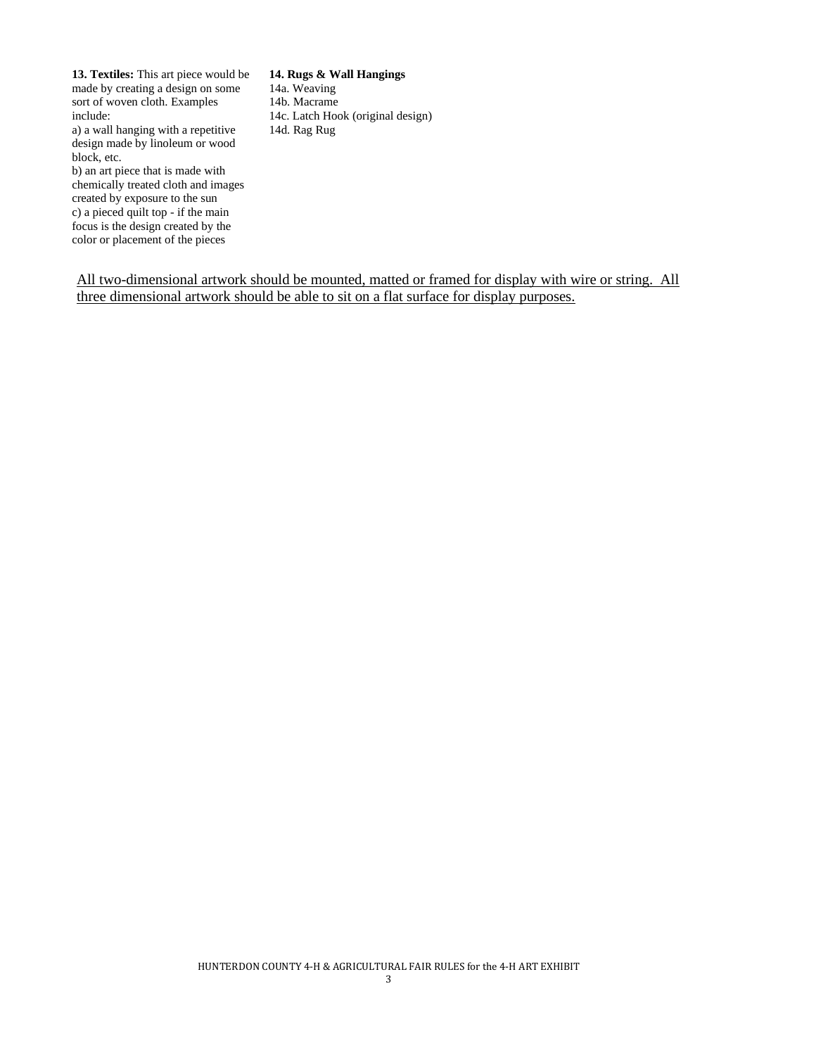**13. Textiles:** This art piece would be made by creating a design on some sort of woven cloth. Examples include:

a) a wall hanging with a repetitive design made by linoleum or wood block, etc.

b) an art piece that is made with chemically treated cloth and images created by exposure to the sun

c) a pieced quilt top - if the main focus is the design created by the color or placement of the pieces

**14. Rugs & Wall Hangings**

14a. Weaving
14b. Macrame
14c. Latch Hook (original design)
14d. Rag Rug

<u>All two-dimensional artwork should be mounted, matted or framed for display with wire or string. All three dimensional artwork should be able to sit on a flat surface for display purposes.</u>